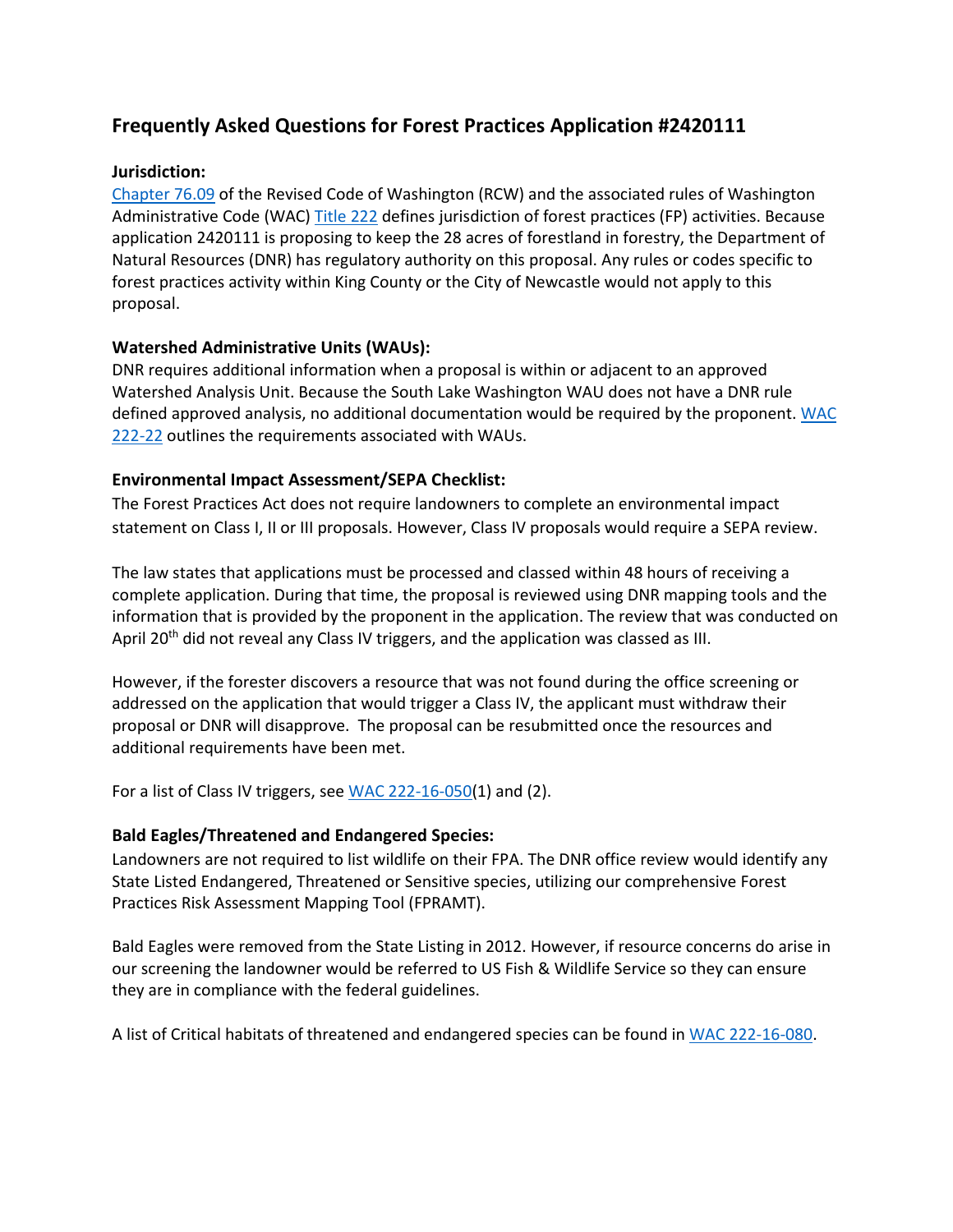## Frequently Asked Questions for Forest Practices Application #2420111

**Jurisdiction:**

Chapter 76.09 of the Revised Code of Washington (RCW) and the associated rules of Washington Administrative Code (WAC) Title 222 defines jurisdiction of forest practices (FP) activities. Because application 2420111 is proposing to keep the 28 acres of forestland in forestry, the Department of Natural Resources (DNR) has regulatory authority on this proposal. Any rules or codes specific to forest practices activity within King County or the City of Newcastle would not apply to this proposal.

**Watershed Administrative Units (WAUs):**

DNR requires additional information when a proposal is within or adjacent to an approved Watershed Analysis Unit. Because the South Lake Washington WAU does not have a DNR rule defined approved analysis, no additional documentation would be required by the proponent. WAC 222-22 outlines the requirements associated with WAUs.

**Environmental Impact Assessment/SEPA Checklist:**

The Forest Practices Act does not require landowners to complete an environmental impact statement on Class I, II or III proposals. However, Class IV proposals would require a SEPA review.

The law states that applications must be processed and classed within 48 hours of receiving a complete application. During that time, the proposal is reviewed using DNR mapping tools and the information that is provided by the proponent in the application. The review that was conducted on April 20th did not reveal any Class IV triggers, and the application was classed as III.

However, if the forester discovers a resource that was not found during the office screening or addressed on the application that would trigger a Class IV, the applicant must withdraw their proposal or DNR will disapprove. The proposal can be resubmitted once the resources and additional requirements have been met.

For a list of Class IV triggers, see WAC 222-16-050(1) and (2).

**Bald Eagles/Threatened and Endangered Species:**

Landowners are not required to list wildlife on their FPA. The DNR office review would identify any State Listed Endangered, Threatened or Sensitive species, utilizing our comprehensive Forest Practices Risk Assessment Mapping Tool (FPRAMT).

Bald Eagles were removed from the State Listing in 2012. However, if resource concerns do arise in our screening the landowner would be referred to US Fish & Wildlife Service so they can ensure they are in compliance with the federal guidelines.

A list of Critical habitats of threatened and endangered species can be found in WAC 222-16-080.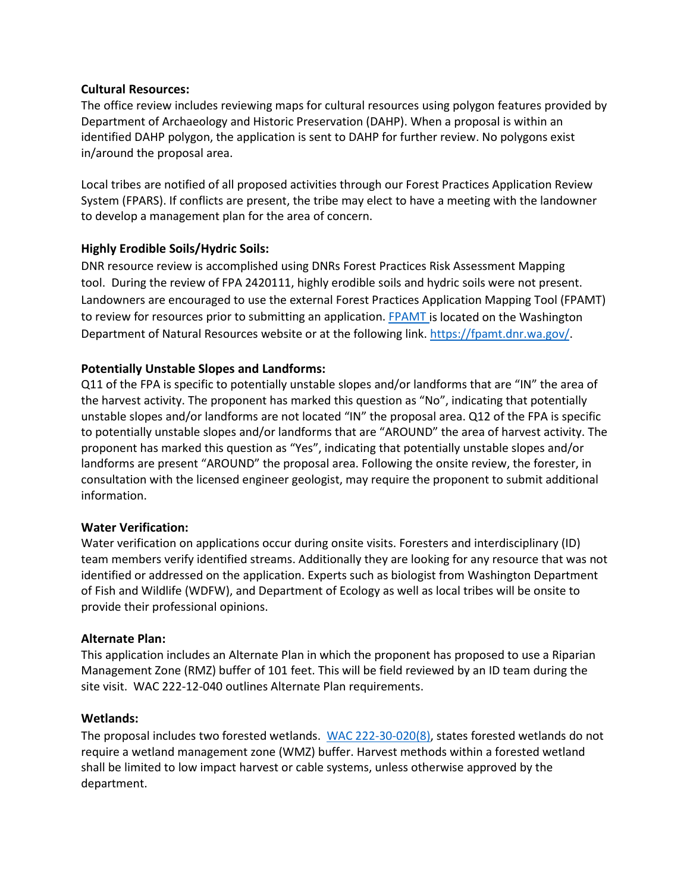**Cultural Resources:**

The office review includes reviewing maps for cultural resources using polygon features provided by Department of Archaeology and Historic Preservation (DAHP). When a proposal is within an identified DAHP polygon, the application is sent to DAHP for further review. No polygons exist in/around the proposal area.

Local tribes are notified of all proposed activities through our Forest Practices Application Review System (FPARS). If conflicts are present, the tribe may elect to have a meeting with the landowner to develop a management plan for the area of concern.

**Highly Erodible Soils/Hydric Soils:**

DNR resource review is accomplished using DNRs Forest Practices Risk Assessment Mapping tool. During the review of FPA 2420111, highly erodible soils and hydric soils were not present. Landowners are encouraged to use the external Forest Practices Application Mapping Tool (FPAMT) to review for resources prior to submitting an application. [FPAMT](https://fpamt.dnr.wa.gov/) is located on the Washington Department of Natural Resources website or at the following link. [https://fpamt.dnr.wa.gov/](https://fpamt.dnr.wa.gov/).

**Potentially Unstable Slopes and Landforms:**

Q11 of the FPA is specific to potentially unstable slopes and/or landforms that are "IN" the area of the harvest activity. The proponent has marked this question as "No", indicating that potentially unstable slopes and/or landforms are not located "IN" the proposal area. Q12 of the FPA is specific to potentially unstable slopes and/or landforms that are "AROUND" the area of harvest activity. The proponent has marked this question as "Yes", indicating that potentially unstable slopes and/or landforms are present "AROUND" the proposal area. Following the onsite review, the forester, in consultation with the licensed engineer geologist, may require the proponent to submit additional information.

**Water Verification:**

Water verification on applications occur during onsite visits. Foresters and interdisciplinary (ID) team members verify identified streams. Additionally they are looking for any resource that was not identified or addressed on the application. Experts such as biologist from Washington Department of Fish and Wildlife (WDFW), and Department of Ecology as well as local tribes will be onsite to provide their professional opinions.

**Alternate Plan:**

This application includes an Alternate Plan in which the proponent has proposed to use a Riparian Management Zone (RMZ) buffer of 101 feet. This will be field reviewed by an ID team during the site visit. WAC 222-12-040 outlines Alternate Plan requirements.

**Wetlands:**

The proposal includes two forested wetlands. WAC 222-30-020(8), states forested wetlands do not require a wetland management zone (WMZ) buffer. Harvest methods within a forested wetland shall be limited to low impact harvest or cable systems, unless otherwise approved by the department.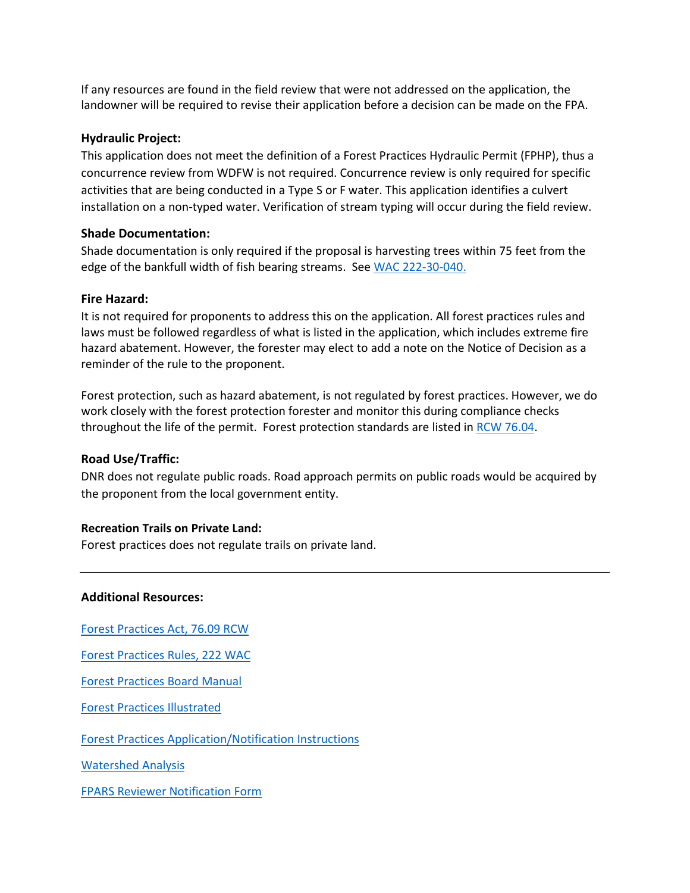If any resources are found in the field review that were not addressed on the application, the landowner will be required to revise their application before a decision can be made on the FPA.

**Hydraulic Project:**

This application does not meet the definition of a Forest Practices Hydraulic Permit (FPHP), thus a concurrence review from WDFW is not required. Concurrence review is only required for specific activities that are being conducted in a Type S or F water. This application identifies a culvert installation on a non-typed water. Verification of stream typing will occur during the field review.

**Shade Documentation:**

Shade documentation is only required if the proposal is harvesting trees within 75 feet from the edge of the bankfull width of fish bearing streams. See [WAC 222-30-040.]()

**Fire Hazard:**

It is not required for proponents to address this on the application. All forest practices rules and laws must be followed regardless of what is listed in the application, which includes extreme fire hazard abatement. However, the forester may elect to add a note on the Notice of Decision as a reminder of the rule to the proponent.

Forest protection, such as hazard abatement, is not regulated by forest practices. However, we do work closely with the forest protection forester and monitor this during compliance checks throughout the life of the permit. Forest protection standards are listed in [RCW 76.04]().

**Road Use/Traffic:**

DNR does not regulate public roads. Road approach permits on public roads would be acquired by the proponent from the local government entity.

**Recreation Trails on Private Land:**

Forest practices does not regulate trails on private land.

---

**Additional Resources:**

[Forest Practices Act, 76.09 RCW]()

[Forest Practices Rules, 222 WAC]()

[Forest Practices Board Manual]()

[Forest Practices Illustrated]()

[Forest Practices Application/Notification Instructions]()

[Watershed Analysis]()

[FPARS Reviewer Notification Form]()